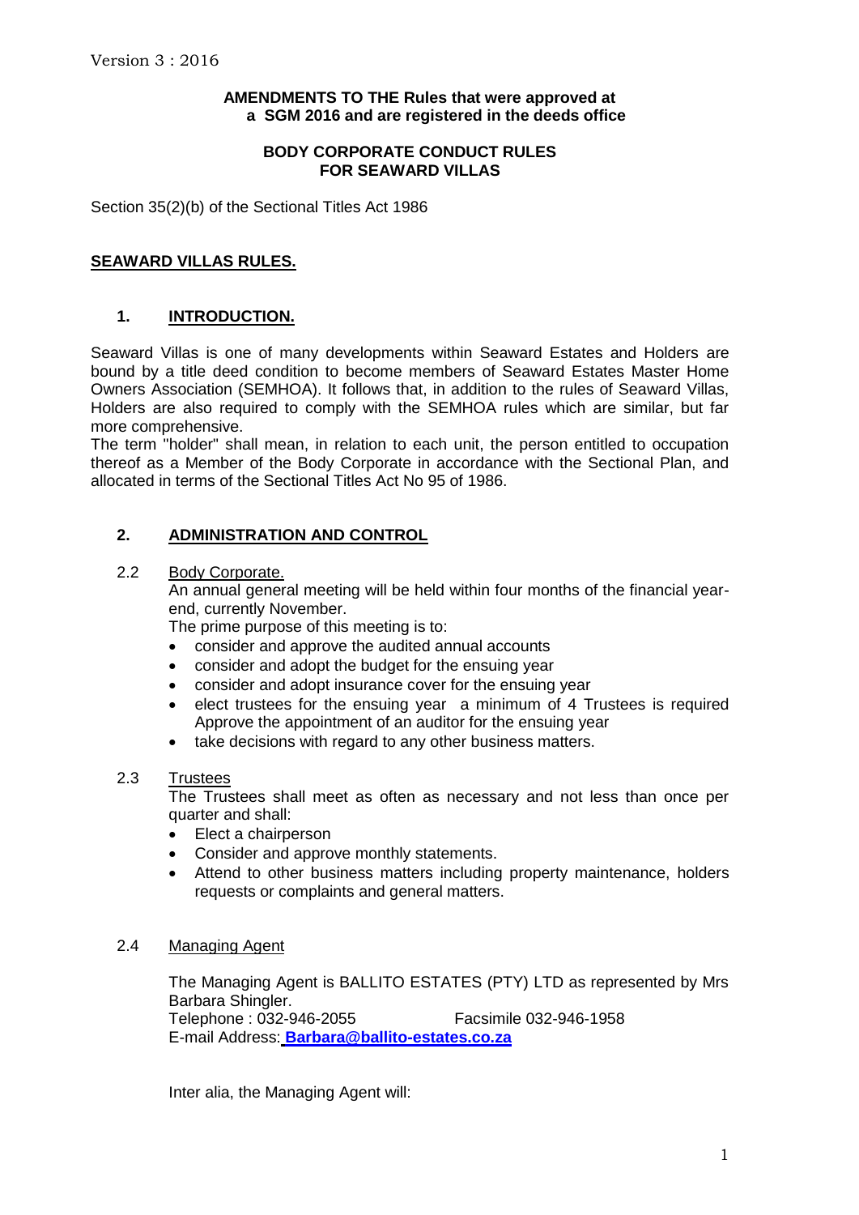Version 3 : 2016

**AMENDMENTS TO THE Rules that were approved at a SGM 2016 and are registered in the deeds office**

**BODY CORPORATE CONDUCT RULES FOR SEAWARD VILLAS**

Section 35(2)(b) of the Sectional Titles Act 1986

## SEAWARD VILLAS RULES.

### 1. INTRODUCTION.

Seaward Villas is one of many developments within Seaward Estates and Holders are bound by a title deed condition to become members of Seaward Estates Master Home Owners Association (SEMHOA). It follows that, in addition to the rules of Seaward Villas, Holders are also required to comply with the SEMHOA rules which are similar, but far more comprehensive.

The term "holder" shall mean, in relation to each unit, the person entitled to occupation thereof as a Member of the Body Corporate in accordance with the Sectional Plan, and allocated in terms of the Sectional Titles Act No 95 of 1986.

### 2. ADMINISTRATION AND CONTROL

2.2 Body Corporate.

An annual general meeting will be held within four months of the financial year-end, currently November.

The prime purpose of this meeting is to:

- consider and approve the audited annual accounts
- consider and adopt the budget for the ensuing year
- consider and adopt insurance cover for the ensuing year
- elect trustees for the ensuing year a minimum of 4 Trustees is required Approve the appointment of an auditor for the ensuing year
- take decisions with regard to any other business matters.

2.3 Trustees

The Trustees shall meet as often as necessary and not less than once per quarter and shall:

- Elect a chairperson
- Consider and approve monthly statements.
- Attend to other business matters including property maintenance, holders requests or complaints and general matters.

2.4 Managing Agent

The Managing Agent is BALLITO ESTATES (PTY) LTD as represented by Mrs Barbara Shingler.

Telephone : 032-946-2055 Facsimile 032-946-1958

E-mail Address: **Barbara@ballito-estates.co.za**

Inter alia, the Managing Agent will: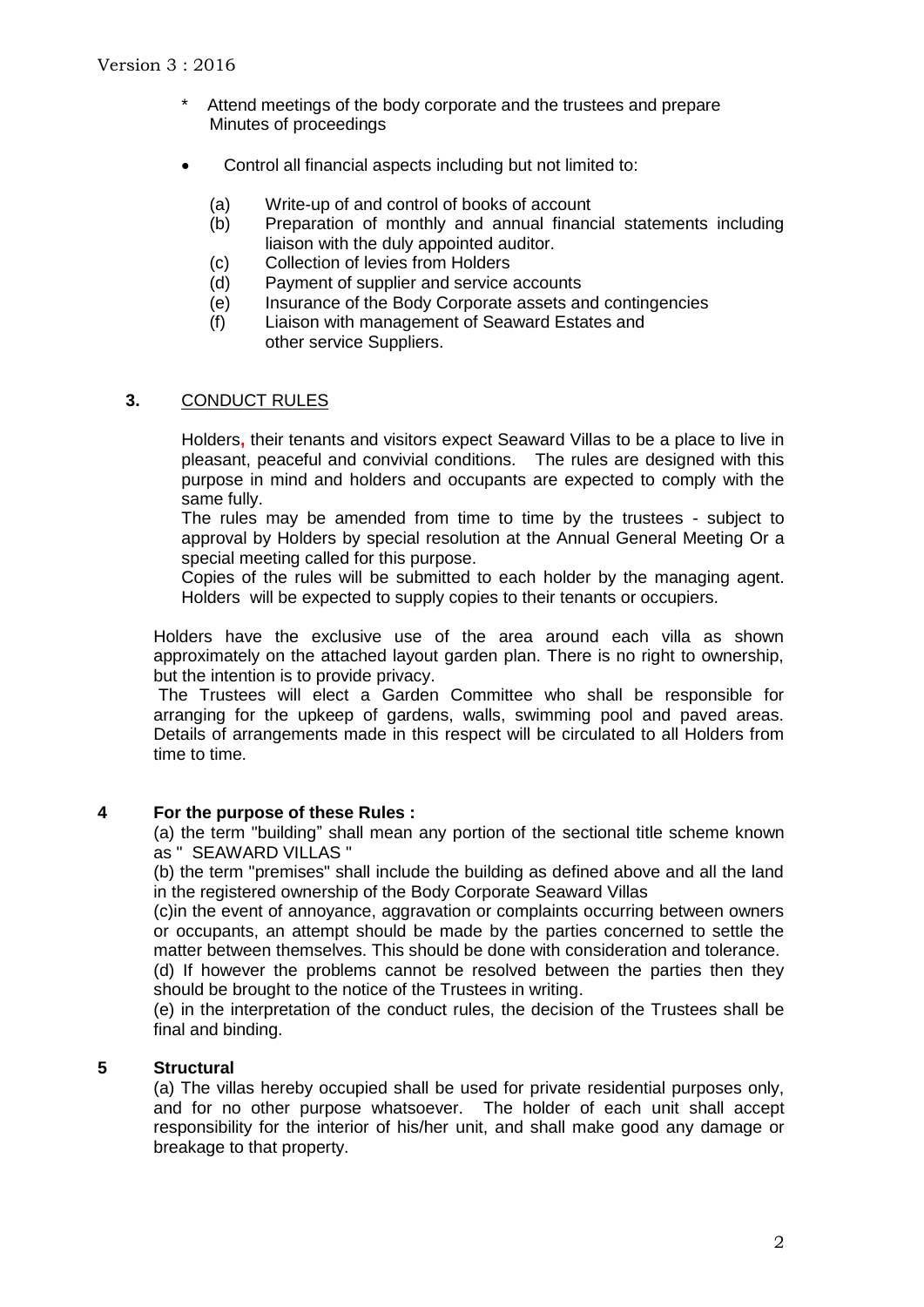* Attend meetings of the body corporate and the trustees and prepare Minutes of proceedings

- Control all financial aspects including but not limited to:

  (a) Write-up of and control of books of account
  (b) Preparation of monthly and annual financial statements including liaison with the duly appointed auditor.
  (c) Collection of levies from Holders
  (d) Payment of supplier and service accounts
  (e) Insurance of the Body Corporate assets and contingencies
  (f) Liaison with management of Seaward Estates and other service Suppliers.

## 3. CONDUCT RULES

Holders, their tenants and visitors expect Seaward Villas to be a place to live in pleasant, peaceful and convivial conditions. The rules are designed with this purpose in mind and holders and occupants are expected to comply with the same fully.
The rules may be amended from time to time by the trustees - subject to approval by Holders by special resolution at the Annual General Meeting Or a special meeting called for this purpose.
Copies of the rules will be submitted to each holder by the managing agent. Holders will be expected to supply copies to their tenants or occupiers.

Holders have the exclusive use of the area around each villa as shown approximately on the attached layout garden plan. There is no right to ownership, but the intention is to provide privacy.
The Trustees will elect a Garden Committee who shall be responsible for arranging for the upkeep of gardens, walls, swimming pool and paved areas. Details of arrangements made in this respect will be circulated to all Holders from time to time.

## 4 For the purpose of these Rules :

(a) the term "building" shall mean any portion of the sectional title scheme known as " SEAWARD VILLAS "
(b) the term "premises" shall include the building as defined above and all the land in the registered ownership of the Body Corporate Seaward Villas
(c)in the event of annoyance, aggravation or complaints occurring between owners or occupants, an attempt should be made by the parties concerned to settle the matter between themselves. This should be done with consideration and tolerance.
(d) If however the problems cannot be resolved between the parties then they should be brought to the notice of the Trustees in writing.
(e) in the interpretation of the conduct rules, the decision of the Trustees shall be final and binding.

## 5 Structural

(a) The villas hereby occupied shall be used for private residential purposes only, and for no other purpose whatsoever. The holder of each unit shall accept responsibility for the interior of his/her unit, and shall make good any damage or breakage to that property.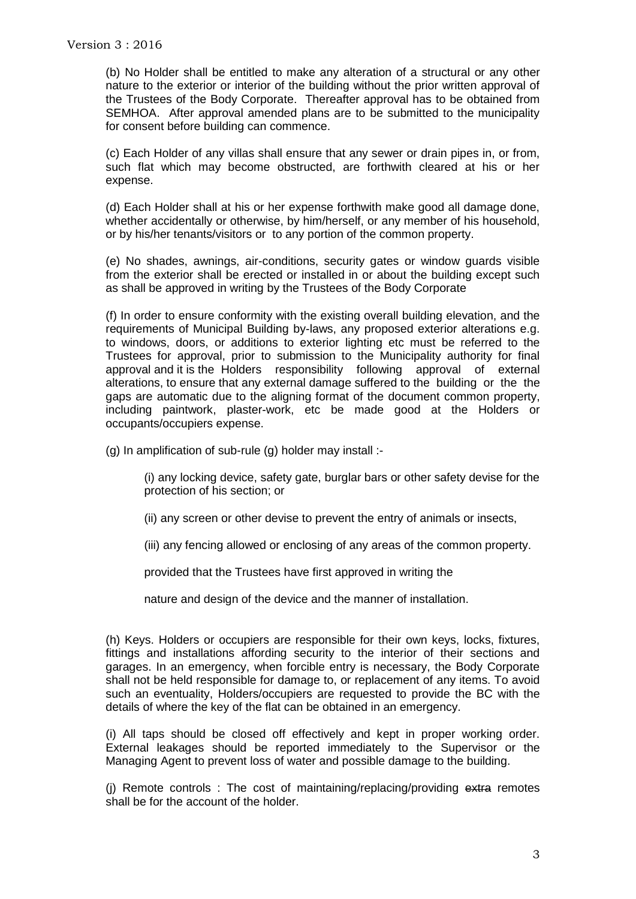(b) No Holder shall be entitled to make any alteration of a structural or any other nature to the exterior or interior of the building without the prior written approval of the Trustees of the Body Corporate. Thereafter approval has to be obtained from SEMHOA. After approval amended plans are to be submitted to the municipality for consent before building can commence.

(c) Each Holder of any villas shall ensure that any sewer or drain pipes in, or from, such flat which may become obstructed, are forthwith cleared at his or her expense.

(d) Each Holder shall at his or her expense forthwith make good all damage done, whether accidentally or otherwise, by him/herself, or any member of his household, or by his/her tenants/visitors or to any portion of the common property.

(e) No shades, awnings, air-conditions, security gates or window guards visible from the exterior shall be erected or installed in or about the building except such as shall be approved in writing by the Trustees of the Body Corporate

(f) In order to ensure conformity with the existing overall building elevation, and the requirements of Municipal Building by-laws, any proposed exterior alterations e.g. to windows, doors, or additions to exterior lighting etc must be referred to the Trustees for approval, prior to submission to the Municipality authority for final approval and it is the Holders responsibility following approval of external alterations, to ensure that any external damage suffered to the building or the the gaps are automatic due to the aligning format of the document common property, including paintwork, plaster-work, etc be made good at the Holders or occupants/occupiers expense.

(g) In amplification of sub-rule (g) holder may install :-

> (i) any locking device, safety gate, burglar bars or other safety devise for the protection of his section; or
>
> (ii) any screen or other devise to prevent the entry of animals or insects,
>
> (iii) any fencing allowed or enclosing of any areas of the common property.
>
> provided that the Trustees have first approved in writing the
>
> nature and design of the device and the manner of installation.

(h) Keys. Holders or occupiers are responsible for their own keys, locks, fixtures, fittings and installations affording security to the interior of their sections and garages. In an emergency, when forcible entry is necessary, the Body Corporate shall not be held responsible for damage to, or replacement of any items. To avoid such an eventuality, Holders/occupiers are requested to provide the BC with the details of where the key of the flat can be obtained in an emergency.

(i) All taps should be closed off effectively and kept in proper working order. External leakages should be reported immediately to the Supervisor or the Managing Agent to prevent loss of water and possible damage to the building.

(j) Remote controls : The cost of maintaining/replacing/providing ~~extra~~ remotes shall be for the account of the holder.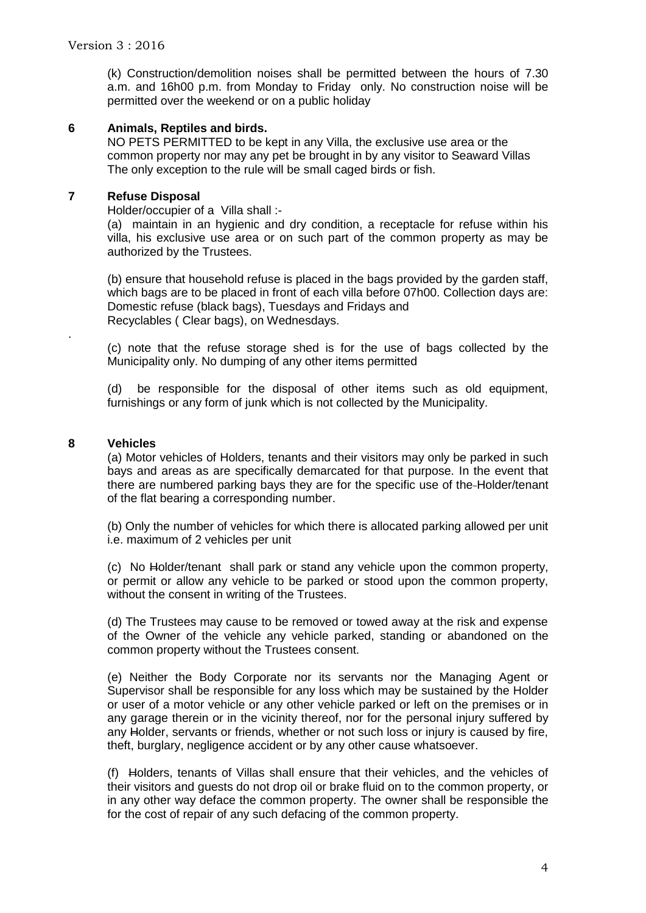(k) Construction/demolition noises shall be permitted between the hours of 7.30 a.m. and 16h00 p.m. from Monday to Friday only. No construction noise will be permitted over the weekend or on a public holiday

## 6 Animals, Reptiles and birds.

NO PETS PERMITTED to be kept in any Villa, the exclusive use area or the common property nor may any pet be brought in by any visitor to Seaward Villas The only exception to the rule will be small caged birds or fish.

## 7 Refuse Disposal

Holder/occupier of a Villa shall :-

(a) maintain in an hygienic and dry condition, a receptacle for refuse within his villa, his exclusive use area or on such part of the common property as may be authorized by the Trustees.

(b) ensure that household refuse is placed in the bags provided by the garden staff, which bags are to be placed in front of each villa before 07h00. Collection days are: Domestic refuse (black bags), Tuesdays and Fridays and
Recyclables ( Clear bags), on Wednesdays.

(c) note that the refuse storage shed is for the use of bags collected by the Municipality only. No dumping of any other items permitted

(d) be responsible for the disposal of other items such as old equipment, furnishings or any form of junk which is not collected by the Municipality.

## 8 Vehicles

(a) Motor vehicles of Holders, tenants and their visitors may only be parked in such bays and areas as are specifically demarcated for that purpose. In the event that there are numbered parking bays they are for the specific use of the Holder/tenant of the flat bearing a corresponding number.

(b) Only the number of vehicles for which there is allocated parking allowed per unit i.e. maximum of 2 vehicles per unit

(c) No Holder/tenant shall park or stand any vehicle upon the common property, or permit or allow any vehicle to be parked or stood upon the common property, without the consent in writing of the Trustees.

(d) The Trustees may cause to be removed or towed away at the risk and expense of the Owner of the vehicle any vehicle parked, standing or abandoned on the common property without the Trustees consent.

(e) Neither the Body Corporate nor its servants nor the Managing Agent or Supervisor shall be responsible for any loss which may be sustained by the Holder or user of a motor vehicle or any other vehicle parked or left on the premises or in any garage therein or in the vicinity thereof, nor for the personal injury suffered by any Holder, servants or friends, whether or not such loss or injury is caused by fire, theft, burglary, negligence accident or by any other cause whatsoever.

(f) Holders, tenants of Villas shall ensure that their vehicles, and the vehicles of their visitors and guests do not drop oil or brake fluid on to the common property, or in any other way deface the common property. The owner shall be responsible the for the cost of repair of any such defacing of the common property.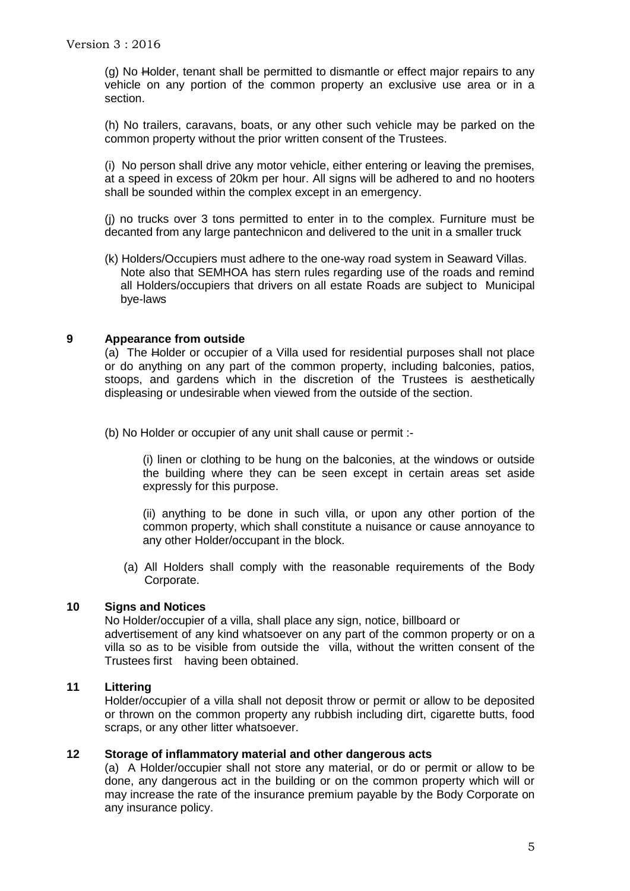(g) No Holder, tenant shall be permitted to dismantle or effect major repairs to any vehicle on any portion of the common property an exclusive use area or in a section.

(h) No trailers, caravans, boats, or any other such vehicle may be parked on the common property without the prior written consent of the Trustees.

(i) No person shall drive any motor vehicle, either entering or leaving the premises, at a speed in excess of 20km per hour. All signs will be adhered to and no hooters shall be sounded within the complex except in an emergency.

(j) no trucks over 3 tons permitted to enter in to the complex. Furniture must be decanted from any large pantechnicon and delivered to the unit in a smaller truck

(k) Holders/Occupiers must adhere to the one-way road system in Seaward Villas. Note also that SEMHOA has stern rules regarding use of the roads and remind all Holders/occupiers that drivers on all estate Roads are subject to Municipal bye-laws

## 9 Appearance from outside

(a) The Holder or occupier of a Villa used for residential purposes shall not place or do anything on any part of the common property, including balconies, patios, stoops, and gardens which in the discretion of the Trustees is aesthetically displeasing or undesirable when viewed from the outside of the section.

(b) No Holder or occupier of any unit shall cause or permit :-

(i) linen or clothing to be hung on the balconies, at the windows or outside the building where they can be seen except in certain areas set aside expressly for this purpose.

(ii) anything to be done in such villa, or upon any other portion of the common property, which shall constitute a nuisance or cause annoyance to any other Holder/occupant in the block.

(a) All Holders shall comply with the reasonable requirements of the Body Corporate.

## 10 Signs and Notices

No Holder/occupier of a villa, shall place any sign, notice, billboard or advertisement of any kind whatsoever on any part of the common property or on a villa so as to be visible from outside the villa, without the written consent of the Trustees first having been obtained.

## 11 Littering

Holder/occupier of a villa shall not deposit throw or permit or allow to be deposited or thrown on the common property any rubbish including dirt, cigarette butts, food scraps, or any other litter whatsoever.

## 12 Storage of inflammatory material and other dangerous acts

(a) A Holder/occupier shall not store any material, or do or permit or allow to be done, any dangerous act in the building or on the common property which will or may increase the rate of the insurance premium payable by the Body Corporate on any insurance policy.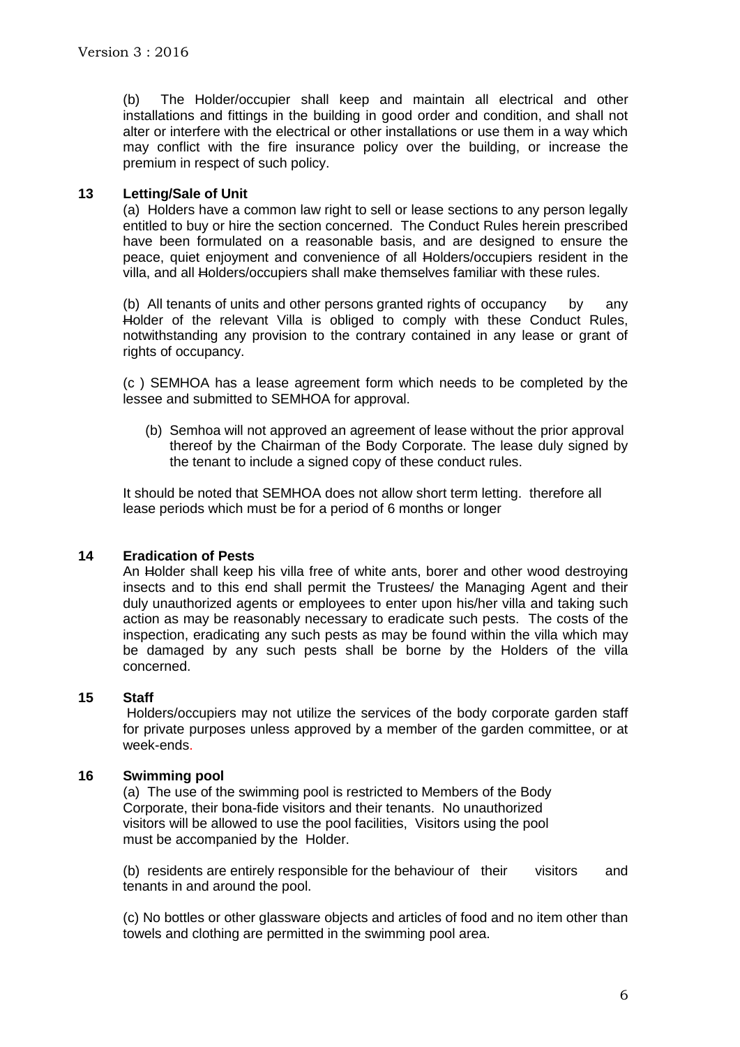(b) The Holder/occupier shall keep and maintain all electrical and other installations and fittings in the building in good order and condition, and shall not alter or interfere with the electrical or other installations or use them in a way which may conflict with the fire insurance policy over the building, or increase the premium in respect of such policy.

### 13 Letting/Sale of Unit

(a) Holders have a common law right to sell or lease sections to any person legally entitled to buy or hire the section concerned. The Conduct Rules herein prescribed have been formulated on a reasonable basis, and are designed to ensure the peace, quiet enjoyment and convenience of all Holders/occupiers resident in the villa, and all Holders/occupiers shall make themselves familiar with these rules.

(b) All tenants of units and other persons granted rights of occupancy by any Holder of the relevant Villa is obliged to comply with these Conduct Rules, notwithstanding any provision to the contrary contained in any lease or grant of rights of occupancy.

(c ) SEMHOA has a lease agreement form which needs to be completed by the lessee and submitted to SEMHOA for approval.

(b) Semhoa will not approved an agreement of lease without the prior approval thereof by the Chairman of the Body Corporate. The lease duly signed by the tenant to include a signed copy of these conduct rules.

It should be noted that SEMHOA does not allow short term letting. therefore all lease periods which must be for a period of 6 months or longer

### 14 Eradication of Pests

An Holder shall keep his villa free of white ants, borer and other wood destroying insects and to this end shall permit the Trustees/ the Managing Agent and their duly unauthorized agents or employees to enter upon his/her villa and taking such action as may be reasonably necessary to eradicate such pests. The costs of the inspection, eradicating any such pests as may be found within the villa which may be damaged by any such pests shall be borne by the Holders of the villa concerned.

### 15 Staff

Holders/occupiers may not utilize the services of the body corporate garden staff for private purposes unless approved by a member of the garden committee, or at week-ends.

### 16 Swimming pool

(a) The use of the swimming pool is restricted to Members of the Body Corporate, their bona-fide visitors and their tenants. No unauthorized visitors will be allowed to use the pool facilities, Visitors using the pool must be accompanied by the Holder.

(b) residents are entirely responsible for the behaviour of their visitors and tenants in and around the pool.

(c) No bottles or other glassware objects and articles of food and no item other than towels and clothing are permitted in the swimming pool area.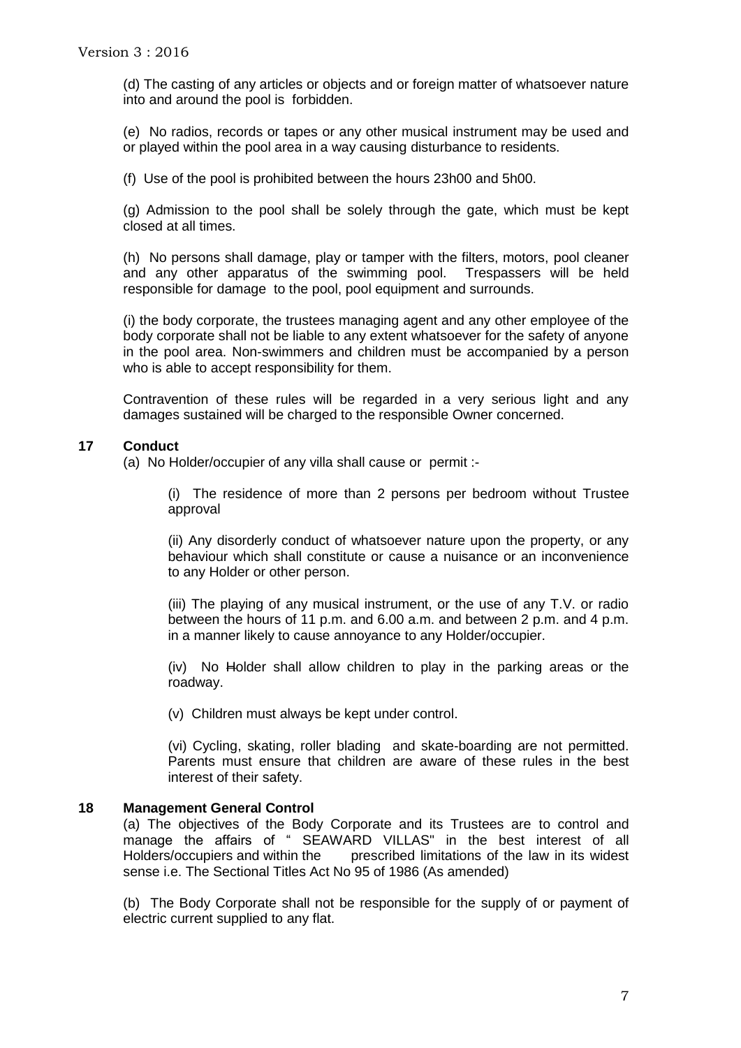(d) The casting of any articles or objects and or foreign matter of whatsoever nature into and around the pool is forbidden.

(e) No radios, records or tapes or any other musical instrument may be used and or played within the pool area in a way causing disturbance to residents.

(f) Use of the pool is prohibited between the hours 23h00 and 5h00.

(g) Admission to the pool shall be solely through the gate, which must be kept closed at all times.

(h) No persons shall damage, play or tamper with the filters, motors, pool cleaner and any other apparatus of the swimming pool. Trespassers will be held responsible for damage to the pool, pool equipment and surrounds.

(i) the body corporate, the trustees managing agent and any other employee of the body corporate shall not be liable to any extent whatsoever for the safety of anyone in the pool area. Non-swimmers and children must be accompanied by a person who is able to accept responsibility for them.

Contravention of these rules will be regarded in a very serious light and any damages sustained will be charged to the responsible Owner concerned.

## 17 Conduct

(a) No Holder/occupier of any villa shall cause or permit :-

(i) The residence of more than 2 persons per bedroom without Trustee approval

(ii) Any disorderly conduct of whatsoever nature upon the property, or any behaviour which shall constitute or cause a nuisance or an inconvenience to any Holder or other person.

(iii) The playing of any musical instrument, or the use of any T.V. or radio between the hours of 11 p.m. and 6.00 a.m. and between 2 p.m. and 4 p.m. in a manner likely to cause annoyance to any Holder/occupier.

(iv) No Holder shall allow children to play in the parking areas or the roadway.

(v) Children must always be kept under control.

(vi) Cycling, skating, roller blading and skate-boarding are not permitted. Parents must ensure that children are aware of these rules in the best interest of their safety.

## 18 Management General Control

(a) The objectives of the Body Corporate and its Trustees are to control and manage the affairs of " SEAWARD VILLAS" in the best interest of all Holders/occupiers and within the prescribed limitations of the law in its widest sense i.e. The Sectional Titles Act No 95 of 1986 (As amended)

(b) The Body Corporate shall not be responsible for the supply of or payment of electric current supplied to any flat.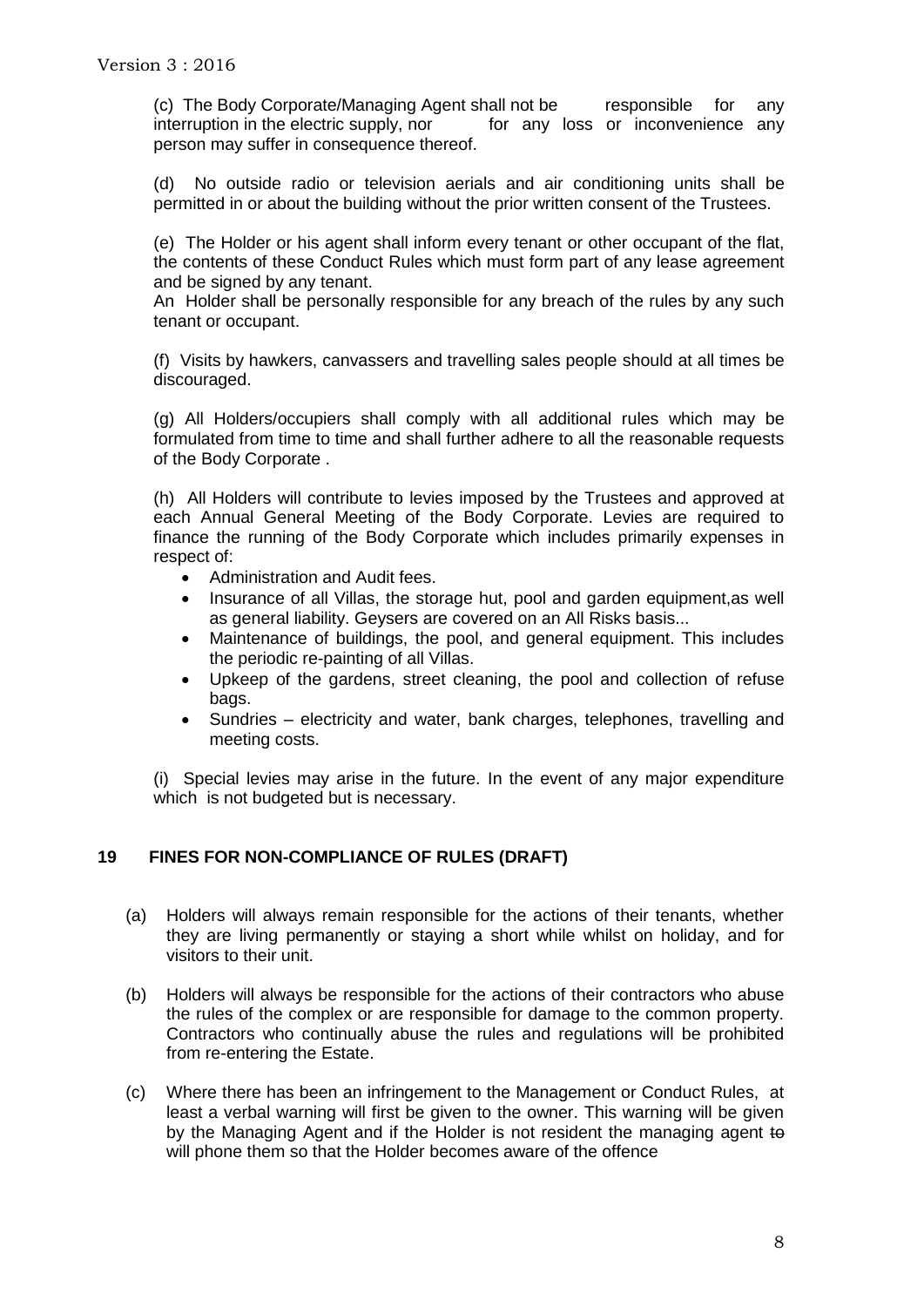(c) The Body Corporate/Managing Agent shall not be responsible for any interruption in the electric supply, nor for any loss or inconvenience any person may suffer in consequence thereof.

(d) No outside radio or television aerials and air conditioning units shall be permitted in or about the building without the prior written consent of the Trustees.

(e) The Holder or his agent shall inform every tenant or other occupant of the flat, the contents of these Conduct Rules which must form part of any lease agreement and be signed by any tenant.
An Holder shall be personally responsible for any breach of the rules by any such tenant or occupant.

(f) Visits by hawkers, canvassers and travelling sales people should at all times be discouraged.

(g) All Holders/occupiers shall comply with all additional rules which may be formulated from time to time and shall further adhere to all the reasonable requests of the Body Corporate .

(h) All Holders will contribute to levies imposed by the Trustees and approved at each Annual General Meeting of the Body Corporate. Levies are required to finance the running of the Body Corporate which includes primarily expenses in respect of:

- Administration and Audit fees.
- Insurance of all Villas, the storage hut, pool and garden equipment,as well as general liability. Geysers are covered on an All Risks basis...
- Maintenance of buildings, the pool, and general equipment. This includes the periodic re-painting of all Villas.
- Upkeep of the gardens, street cleaning, the pool and collection of refuse bags.
- Sundries – electricity and water, bank charges, telephones, travelling and meeting costs.

(i) Special levies may arise in the future. In the event of any major expenditure which is not budgeted but is necessary.

## 19 FINES FOR NON-COMPLIANCE OF RULES (DRAFT)

(a) Holders will always remain responsible for the actions of their tenants, whether they are living permanently or staying a short while whilst on holiday, and for visitors to their unit.

(b) Holders will always be responsible for the actions of their contractors who abuse the rules of the complex or are responsible for damage to the common property. Contractors who continually abuse the rules and regulations will be prohibited from re-entering the Estate.

(c) Where there has been an infringement to the Management or Conduct Rules, at least a verbal warning will first be given to the owner. This warning will be given by the Managing Agent and if the Holder is not resident the managing agent ~~to~~ will phone them so that the Holder becomes aware of the offence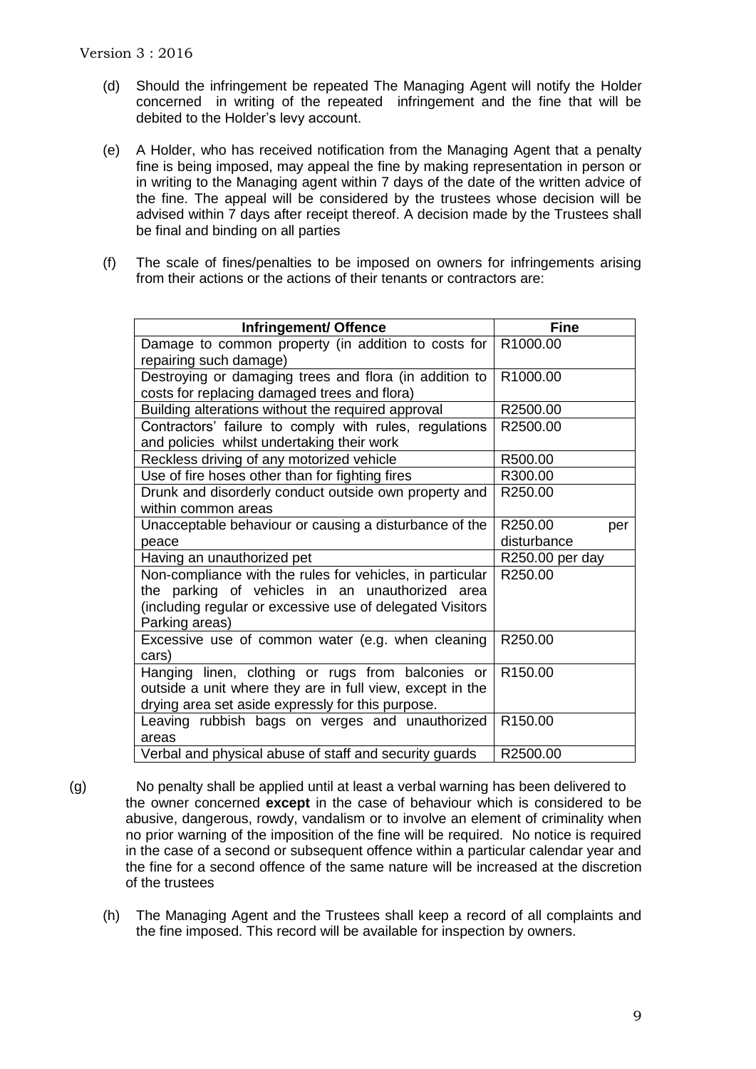(d) Should the infringement be repeated The Managing Agent will notify the Holder concerned in writing of the repeated infringement and the fine that will be debited to the Holder's levy account.

(e) A Holder, who has received notification from the Managing Agent that a penalty fine is being imposed, may appeal the fine by making representation in person or in writing to the Managing agent within 7 days of the date of the written advice of the fine. The appeal will be considered by the trustees whose decision will be advised within 7 days after receipt thereof. A decision made by the Trustees shall be final and binding on all parties

(f) The scale of fines/penalties to be imposed on owners for infringements arising from their actions or the actions of their tenants or contractors are:

| Infringement/ Offence | Fine |
|---|---|
| Damage to common property (in addition to costs for repairing such damage) | R1000.00 |
| Destroying or damaging trees and flora (in addition to costs for replacing damaged trees and flora) | R1000.00 |
| Building alterations without the required approval | R2500.00 |
| Contractors' failure to comply with rules, regulations and policies whilst undertaking their work | R2500.00 |
| Reckless driving of any motorized vehicle | R500.00 |
| Use of fire hoses other than for fighting fires | R300.00 |
| Drunk and disorderly conduct outside own property and within common areas | R250.00 |
| Unacceptable behaviour or causing a disturbance of the peace | R250.00 per disturbance |
| Having an unauthorized pet | R250.00 per day |
| Non-compliance with the rules for vehicles, in particular the parking of vehicles in an unauthorized area (including regular or excessive use of delegated Visitors Parking areas) | R250.00 |
| Excessive use of common water (e.g. when cleaning cars) | R250.00 |
| Hanging linen, clothing or rugs from balconies or outside a unit where they are in full view, except in the drying area set aside expressly for this purpose. | R150.00 |
| Leaving rubbish bags on verges and unauthorized areas | R150.00 |
| Verbal and physical abuse of staff and security guards | R2500.00 |

(g) No penalty shall be applied until at least a verbal warning has been delivered to the owner concerned **except** in the case of behaviour which is considered to be abusive, dangerous, rowdy, vandalism or to involve an element of criminality when no prior warning of the imposition of the fine will be required. No notice is required in the case of a second or subsequent offence within a particular calendar year and the fine for a second offence of the same nature will be increased at the discretion of the trustees

(h) The Managing Agent and the Trustees shall keep a record of all complaints and the fine imposed. This record will be available for inspection by owners.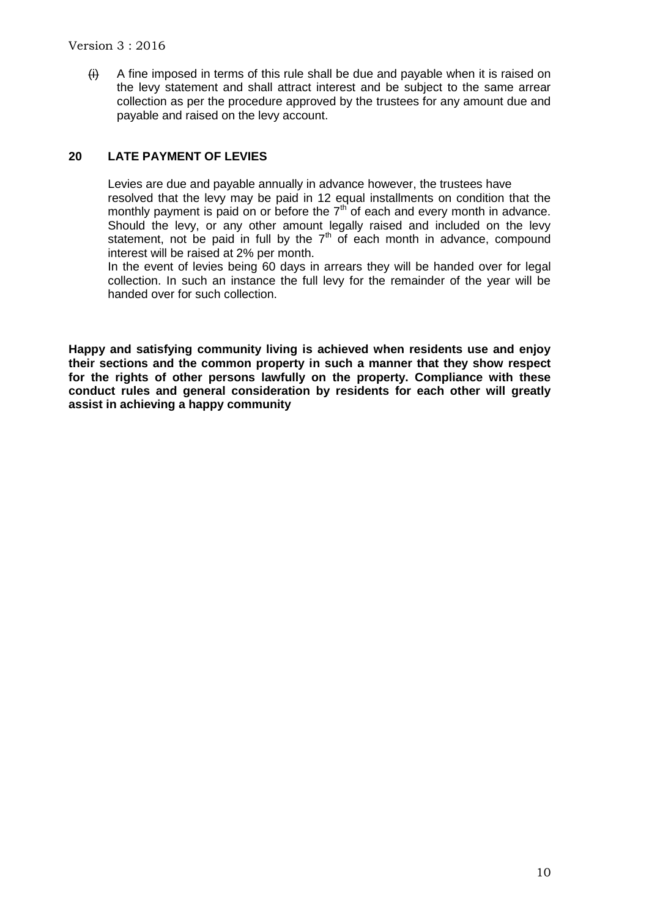(i) A fine imposed in terms of this rule shall be due and payable when it is raised on the levy statement and shall attract interest and be subject to the same arrear collection as per the procedure approved by the trustees for any amount due and payable and raised on the levy account.

## 20 LATE PAYMENT OF LEVIES

Levies are due and payable annually in advance however, the trustees have resolved that the levy may be paid in 12 equal installments on condition that the monthly payment is paid on or before the 7th of each and every month in advance. Should the levy, or any other amount legally raised and included on the levy statement, not be paid in full by the 7th of each month in advance, compound interest will be raised at 2% per month.

In the event of levies being 60 days in arrears they will be handed over for legal collection. In such an instance the full levy for the remainder of the year will be handed over for such collection.

**Happy and satisfying community living is achieved when residents use and enjoy their sections and the common property in such a manner that they show respect for the rights of other persons lawfully on the property. Compliance with these conduct rules and general consideration by residents for each other will greatly assist in achieving a happy community**